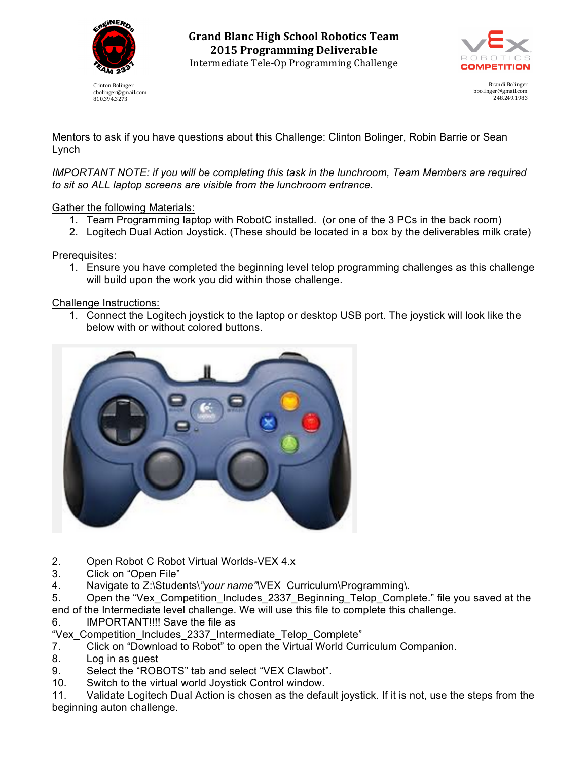**Grand Blanc High School Robotics Team**
**2015 Programming Deliverable**
Intermediate Tele-Op Programming Challenge

Clinton Bolinger
cbolinger@gmail.com
810.394.3273

Brandi Bolinger
bbolinger@gmail.com
248.249.1983

Mentors to ask if you have questions about this Challenge: Clinton Bolinger, Robin Barrie or Sean Lynch

*IMPORTANT NOTE: if you will be completing this task in the lunchroom, Team Members are required to sit so ALL laptop screens are visible from the lunchroom entrance.*

Gather the following Materials:

1. Team Programming laptop with RobotC installed. (or one of the 3 PCs in the back room)
2. Logitech Dual Action Joystick. (These should be located in a box by the deliverables milk crate)

Prerequisites:

1. Ensure you have completed the beginning level telop programming challenges as this challenge will build upon the work you did within those challenge.

Challenge Instructions:

1. Connect the Logitech joystick to the laptop or desktop USB port. The joystick will look like the below with or without colored buttons.
2. Open Robot C Robot Virtual Worlds-VEX 4.x
3. Click on "Open File"
4. Navigate to Z:\Students\*"your name"*\VEX Curriculum\Programming\.
5. Open the "Vex_Competition_Includes_2337_Beginning_Telop_Complete." file you saved at the end of the Intermediate level challenge. We will use this file to complete this challenge.
6. IMPORTANT!!!! Save the file as "Vex_Competition_Includes_2337_Intermediate_Telop_Complete"
7. Click on "Download to Robot" to open the Virtual World Curriculum Companion.
8. Log in as guest
9. Select the "ROBOTS" tab and select "VEX Clawbot".
10. Switch to the virtual world Joystick Control window.
11. Validate Logitech Dual Action is chosen as the default joystick. If it is not, use the steps from the beginning auton challenge.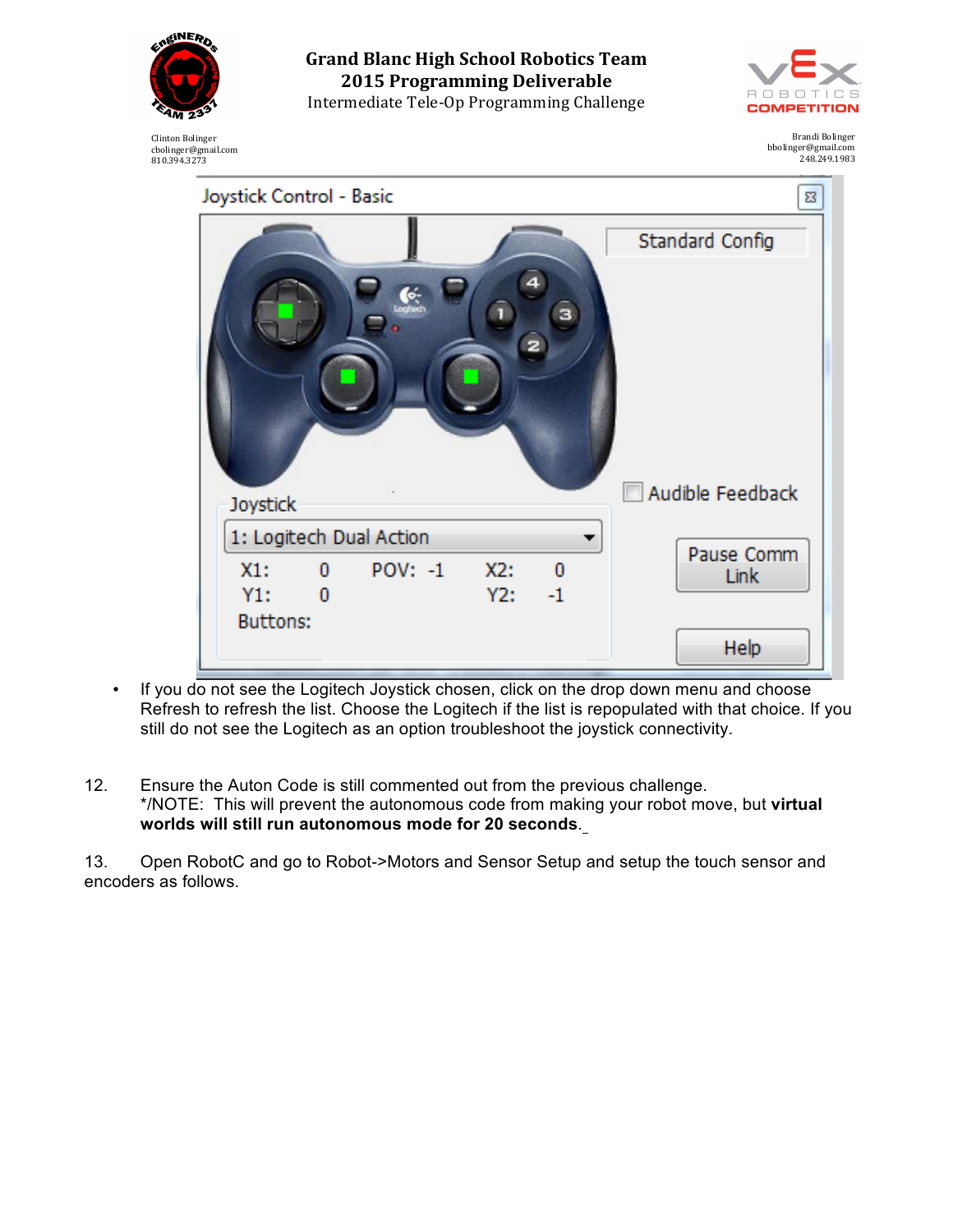- If you do not see the Logitech Joystick chosen, click on the drop down menu and choose Refresh to refresh the list. Choose the Logitech if the list is repopulated with that choice. If you still do not see the Logitech as an option troubleshoot the joystick connectivity.

12. Ensure the Auton Code is still commented out from the previous challenge.
*/NOTE: This will prevent the autonomous code from making your robot move, but **virtual worlds will still run autonomous mode for 20 seconds**.

13. Open RobotC and go to Robot->Motors and Sensor Setup and setup the touch sensor and encoders as follows.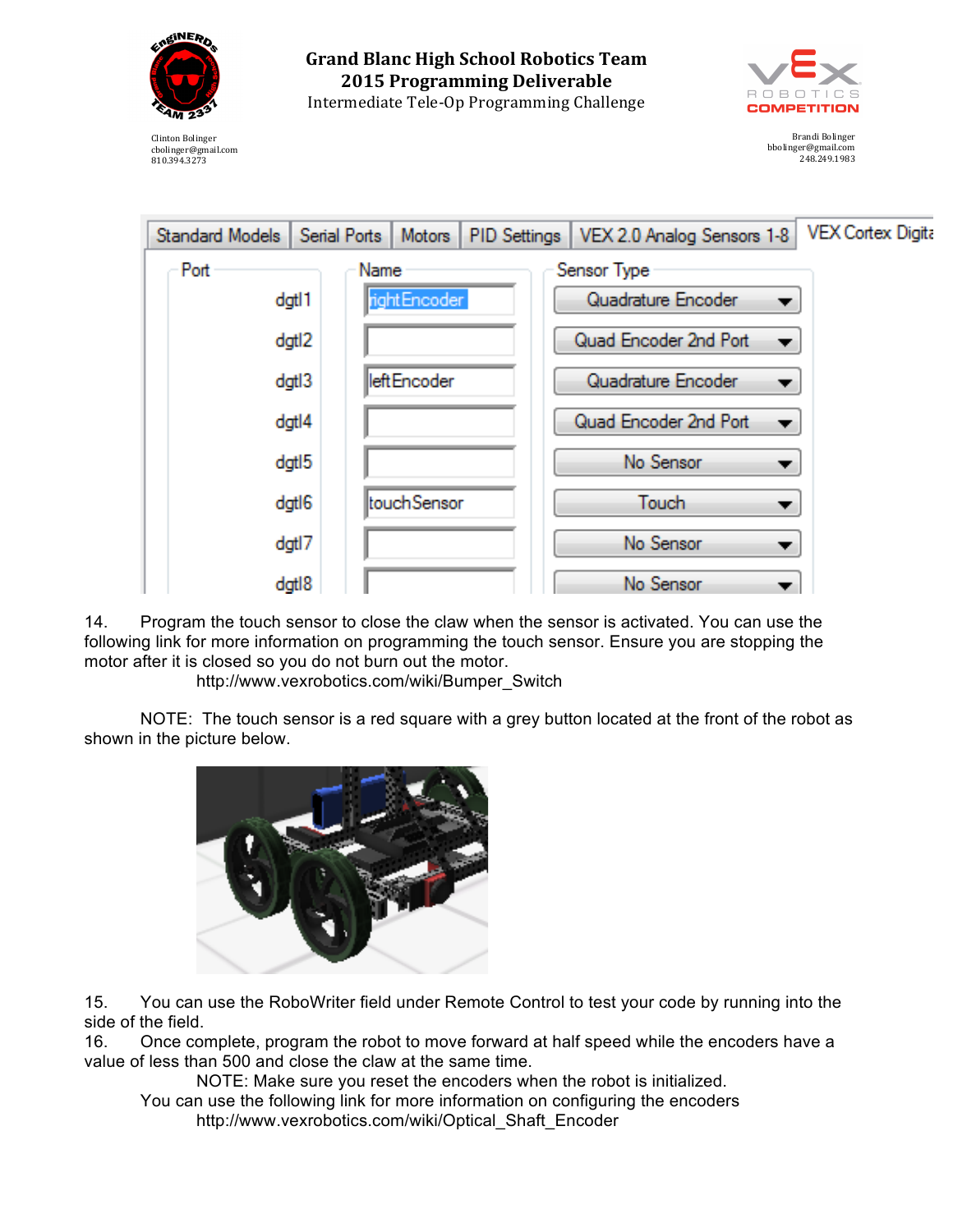# Grand Blanc High School Robotics Team
## 2015 Programming Deliverable
Intermediate Tele-Op Programming Challenge

Clinton Bolinger
cbolinger@gmail.com
810.394.3273

Brandi Bolinger
bbolinger@gmail.com
248.249.1983

| Port | Name | Sensor Type |
|---|---|---|
| dgtl1 | rightEncoder | Quadrature Encoder |
| dgtl2 | | Quad Encoder 2nd Port |
| dgtl3 | leftEncoder | Quadrature Encoder |
| dgtl4 | | Quad Encoder 2nd Port |
| dgtl5 | | No Sensor |
| dgtl6 | touchSensor | Touch |
| dgtl7 | | No Sensor |
| dgtl8 | | No Sensor |

14. Program the touch sensor to close the claw when the sensor is activated. You can use the following link for more information on programming the touch sensor. Ensure you are stopping the motor after it is closed so you do not burn out the motor.
    http://www.vexrobotics.com/wiki/Bumper_Switch

    NOTE: The touch sensor is a red square with a grey button located at the front of the robot as shown in the picture below.

15. You can use the RoboWriter field under Remote Control to test your code by running into the side of the field.
16. Once complete, program the robot to move forward at half speed while the encoders have a value of less than 500 and close the claw at the same time.
    NOTE: Make sure you reset the encoders when the robot is initialized.
    You can use the following link for more information on configuring the encoders
    http://www.vexrobotics.com/wiki/Optical_Shaft_Encoder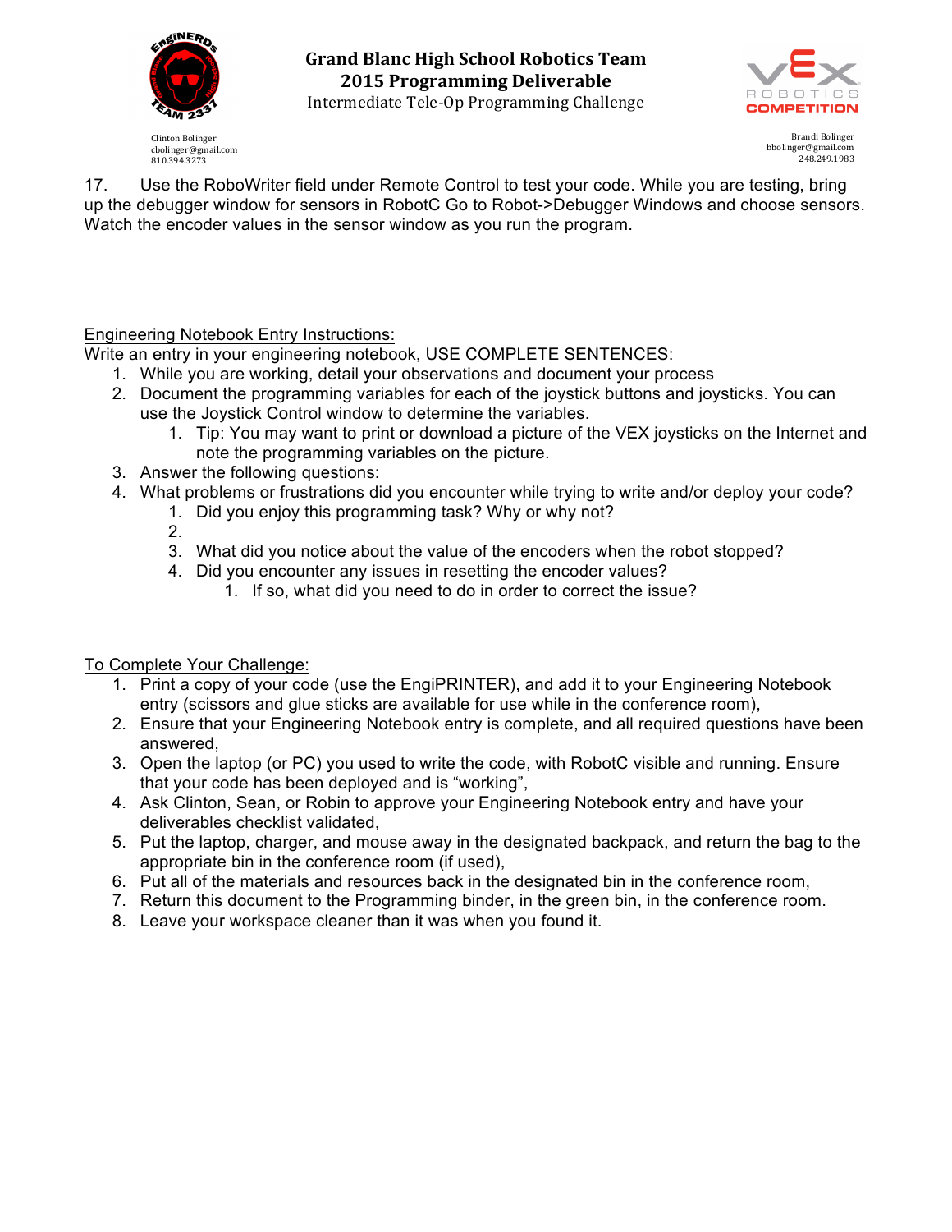17. Use the RoboWriter field under Remote Control to test your code. While you are testing, bring up the debugger window for sensors in RobotC Go to Robot->Debugger Windows and choose sensors. Watch the encoder values in the sensor window as you run the program.

<u>Engineering Notebook Entry Instructions:</u>

Write an entry in your engineering notebook, USE COMPLETE SENTENCES:

1. While you are working, detail your observations and document your process
2. Document the programming variables for each of the joystick buttons and joysticks. You can use the Joystick Control window to determine the variables.
    1. Tip: You may want to print or download a picture of the VEX joysticks on the Internet and note the programming variables on the picture.
3. Answer the following questions:
4. What problems or frustrations did you encounter while trying to write and/or deploy your code?
    1. Did you enjoy this programming task? Why or why not?
    2. 
    3. What did you notice about the value of the encoders when the robot stopped?
    4. Did you encounter any issues in resetting the encoder values?
        1. If so, what did you need to do in order to correct the issue?

<u>To Complete Your Challenge:</u>

1. Print a copy of your code (use the EngiPRINTER), and add it to your Engineering Notebook entry (scissors and glue sticks are available for use while in the conference room),
2. Ensure that your Engineering Notebook entry is complete, and all required questions have been answered,
3. Open the laptop (or PC) you used to write the code, with RobotC visible and running. Ensure that your code has been deployed and is "working",
4. Ask Clinton, Sean, or Robin to approve your Engineering Notebook entry and have your deliverables checklist validated,
5. Put the laptop, charger, and mouse away in the designated backpack, and return the bag to the appropriate bin in the conference room (if used),
6. Put all of the materials and resources back in the designated bin in the conference room,
7. Return this document to the Programming binder, in the green bin, in the conference room.
8. Leave your workspace cleaner than it was when you found it.